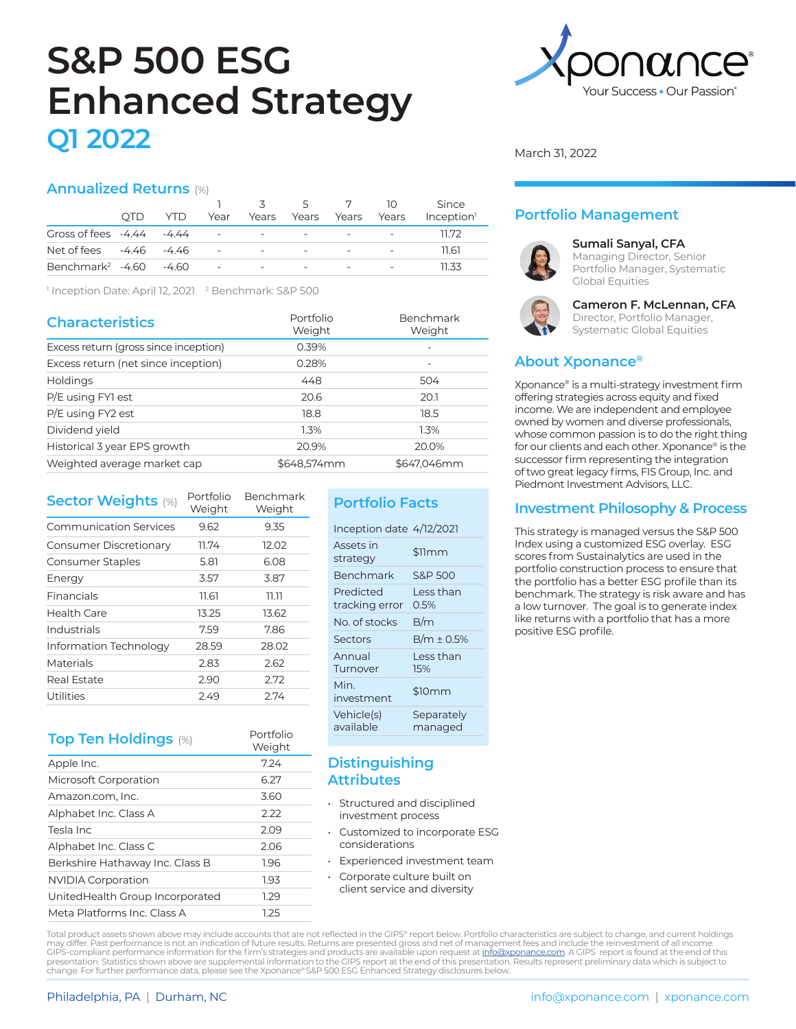# S&P 500 ESG Enhanced Strategy

## Q1 2022

Xponance® Your Success • Our Passion®

March 31, 2022

## Annualized Returns (%)

| | QTD | YTD | 1 Year | 3 Years | 5 Years | 7 Years | 10 Years | Since Inception[1] |
|---|---|---|---|---|---|---|---|---|
| Gross of fees | -4.44 | -4.44 | - | - | - | - | - | 11.72 |
| Net of fees | -4.46 | -4.46 | - | - | - | - | - | 11.61 |
| Benchmark[2] | -4.60 | -4.60 | - | - | - | - | - | 11.33 |

[1] Inception Date: April 12, 2021 [2] Benchmark: S&P 500

## Characteristics

| | Portfolio Weight | Benchmark Weight |
|---|---|---|
| Excess return (gross since inception) | 0.39% | - |
| Excess return (net since inception) | 0.28% | - |
| Holdings | 448 | 504 |
| P/E using FY1 est | 20.6 | 20.1 |
| P/E using FY2 est | 18.8 | 18.5 |
| Dividend yield | 1.3% | 1.3% |
| Historical 3 year EPS growth | 20.9% | 20.0% |
| Weighted average market cap | $648,574mm | $647,046mm |

## Sector Weights (%)

| | Portfolio Weight | Benchmark Weight |
|---|---|---|
| Communication Services | 9.62 | 9.35 |
| Consumer Discretionary | 11.74 | 12.02 |
| Consumer Staples | 5.81 | 6.08 |
| Energy | 3.57 | 3.87 |
| Financials | 11.61 | 11.11 |
| Health Care | 13.25 | 13.62 |
| Industrials | 7.59 | 7.86 |
| Information Technology | 28.59 | 28.02 |
| Materials | 2.83 | 2.62 |
| Real Estate | 2.90 | 2.72 |
| Utilities | 2.49 | 2.74 |

## Top Ten Holdings (%)

| | Portfolio Weight |
|---|---|
| Apple Inc. | 7.24 |
| Microsoft Corporation | 6.27 |
| Amazon.com, Inc. | 3.60 |
| Alphabet Inc. Class A | 2.22 |
| Tesla Inc | 2.09 |
| Alphabet Inc. Class C | 2.06 |
| Berkshire Hathaway Inc. Class B | 1.96 |
| NVIDIA Corporation | 1.93 |
| UnitedHealth Group Incorporated | 1.29 |
| Meta Platforms Inc. Class A | 1.25 |

## Portfolio Facts

| | |
|---|---|
| Inception date | 4/12/2021 |
| Assets in strategy | $11mm |
| Benchmark | S&P 500 |
| Predicted tracking error | Less than 0.5% |
| No. of stocks | B/m |
| Sectors | B/m ± 0.5% |
| Annual Turnover | Less than 15% |
| Min. investment | $10mm |
| Vehicle(s) available | Separately managed |

## Distinguishing Attributes

- Structured and disciplined investment process
- Customized to incorporate ESG considerations
- Experienced investment team
- Corporate culture built on client service and diversity

## Portfolio Management

**Sumali Sanyal, CFA**
Managing Director, Senior Portfolio Manager, Systematic Global Equities

**Cameron F. McLennan, CFA**
Director, Portfolio Manager, Systematic Global Equities

## About Xponance®

Xponance® is a multi-strategy investment firm offering strategies across equity and fixed income. We are independent and employee owned by women and diverse professionals, whose common passion is to do the right thing for our clients and each other. Xponance® is the successor firm representing the integration of two great legacy firms, FIS Group, Inc. and Piedmont Investment Advisors, LLC.

## Investment Philosophy & Process

This strategy is managed versus the S&P 500 Index using a customized ESG overlay. ESG scores from Sustainalytics are used in the portfolio construction process to ensure that the portfolio has a better ESG profile than its benchmark. The strategy is risk aware and has a low turnover. The goal is to generate index like returns with a portfolio that has a more positive ESG profile.

Total product assets shown above may include accounts that are not reflected in the GIPS® report below. Portfolio characteristics are subject to change, and current holdings may differ. Past performance is not an indication of future results. Returns are presented gross and net of management fees and include the reinvestment of all income. GIPS-compliant performance information for the firm's strategies and products are available upon request at info@xponance.com. A GIPS report is found at the end of this presentation. Statistics shown above are supplemental information to the GIPS report at the end of this presentation. Results represent preliminary data which is subject to change. For further performance data, please see the Xponance® S&P 500 ESG Enhanced Strategy disclosures below.

Philadelphia, PA | Durham, NC    info@xponance.com | xponance.com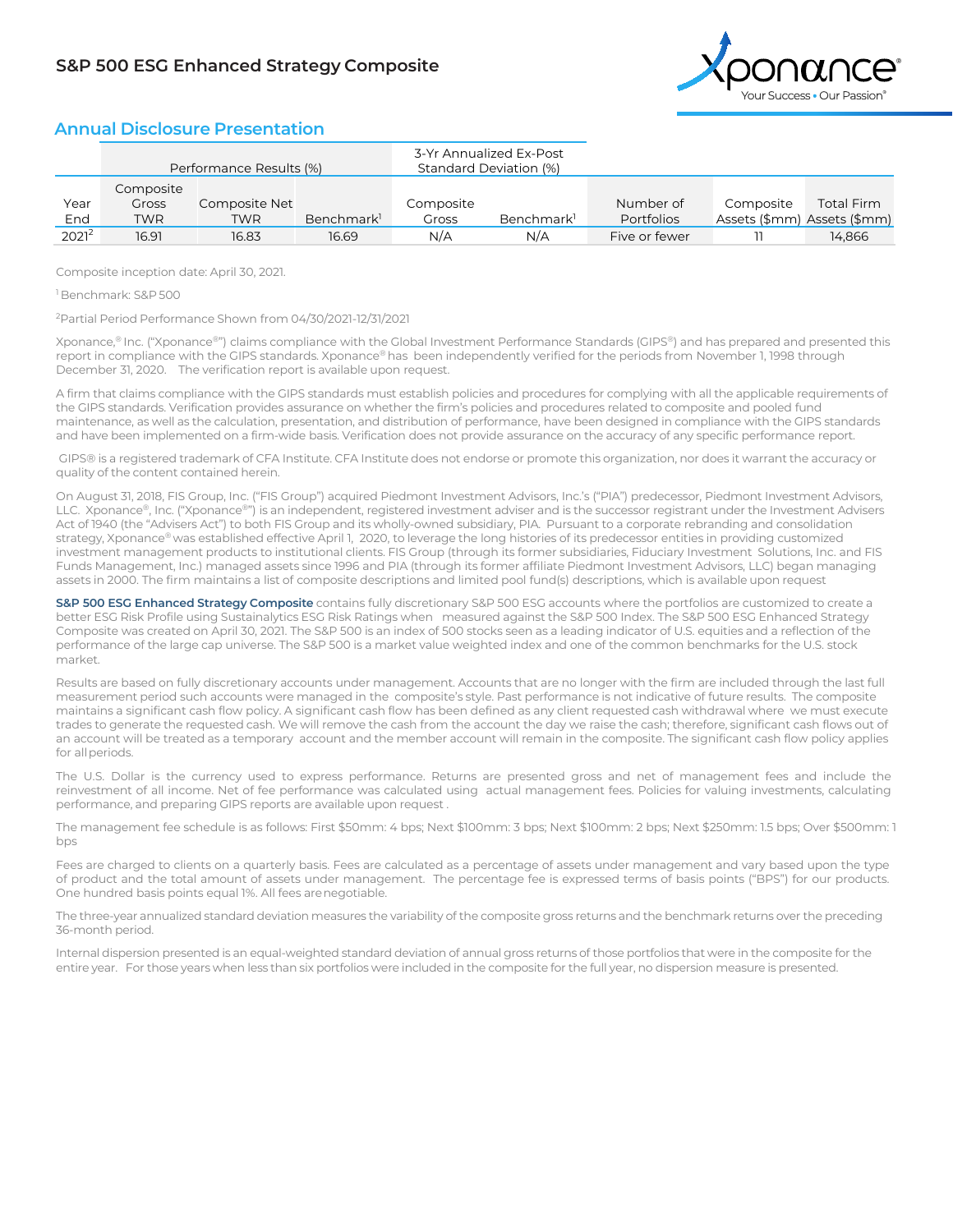## S&P 500 ESG Enhanced Strategy Composite

## Annual Disclosure Presentation

| | Performance Results (%) | | | 3-Yr Annualized Ex-Post Standard Deviation (%) | | | | |
|---|---|---|---|---|---|---|---|---|
| Year End | Composite Gross TWR | Composite Net TWR | Benchmark[1] | Composite Gross | Benchmark[1] | Number of Portfolios | Composite Assets ($mm) | Total Firm Assets ($mm) |
| 2021[2] | 16.91 | 16.83 | 16.69 | N/A | N/A | Five or fewer | 11 | 14,866 |

Composite inception date: April 30, 2021.

[1] Benchmark: S&P 500

[2] Partial Period Performance Shown from 04/30/2021-12/31/2021

Xponance,® Inc. ("Xponance®") claims compliance with the Global Investment Performance Standards (GIPS®) and has prepared and presented this report in compliance with the GIPS standards. Xponance® has been independently verified for the periods from November 1, 1998 through December 31, 2020. The verification report is available upon request.

A firm that claims compliance with the GIPS standards must establish policies and procedures for complying with all the applicable requirements of the GIPS standards. Verification provides assurance on whether the firm's policies and procedures related to composite and pooled fund maintenance, as well as the calculation, presentation, and distribution of performance, have been designed in compliance with the GIPS standards and have been implemented on a firm-wide basis. Verification does not provide assurance on the accuracy of any specific performance report.

GIPS® is a registered trademark of CFA Institute. CFA Institute does not endorse or promote this organization, nor does it warrant the accuracy or quality of the content contained herein.

On August 31, 2018, FIS Group, Inc. ("FIS Group") acquired Piedmont Investment Advisors, Inc.'s ("PIA") predecessor, Piedmont Investment Advisors, LLC. Xponance®, Inc. ("Xponance®") is an independent, registered investment adviser and is the successor registrant under the Investment Advisers Act of 1940 (the "Advisers Act") to both FIS Group and its wholly-owned subsidiary, PIA. Pursuant to a corporate rebranding and consolidation strategy, Xponance® was established effective April 1, 2020, to leverage the long histories of its predecessor entities in providing customized investment management products to institutional clients. FIS Group (through its former subsidiaries, Fiduciary Investment Solutions, Inc. and FIS Funds Management, Inc.) managed assets since 1996 and PIA (through its former affiliate Piedmont Investment Advisors, LLC) began managing assets in 2000. The firm maintains a list of composite descriptions and limited pool fund(s) descriptions, which is available upon request

**S&P 500 ESG Enhanced Strategy Composite** contains fully discretionary S&P 500 ESG accounts where the portfolios are customized to create a better ESG Risk Profile using Sustainalytics ESG Risk Ratings when measured against the S&P 500 Index. The S&P 500 ESG Enhanced Strategy Composite was created on April 30, 2021. The S&P 500 is an index of 500 stocks seen as a leading indicator of U.S. equities and a reflection of the performance of the large cap universe. The S&P 500 is a market value weighted index and one of the common benchmarks for the U.S. stock market.

Results are based on fully discretionary accounts under management. Accounts that are no longer with the firm are included through the last full measurement period such accounts were managed in the composite's style. Past performance is not indicative of future results. The composite maintains a significant cash flow policy. A significant cash flow has been defined as any client requested cash withdrawal where we must execute trades to generate the requested cash. We will remove the cash from the account the day we raise the cash; therefore, significant cash flows out of an account will be treated as a temporary account and the member account will remain in the composite. The significant cash flow policy applies for all periods.

The U.S. Dollar is the currency used to express performance. Returns are presented gross and net of management fees and include the reinvestment of all income. Net of fee performance was calculated using actual management fees. Policies for valuing investments, calculating performance, and preparing GIPS reports are available upon request .

The management fee schedule is as follows: First $50mm: 4 bps; Next $100mm: 3 bps; Next $100mm: 2 bps; Next $250mm: 1.5 bps; Over $500mm: 1 bps

Fees are charged to clients on a quarterly basis. Fees are calculated as a percentage of assets under management and vary based upon the type of product and the total amount of assets under management. The percentage fee is expressed terms of basis points ("BPS") for our products. One hundred basis points equal 1%. All fees are negotiable.

The three-year annualized standard deviation measures the variability of the composite gross returns and the benchmark returns over the preceding 36-month period.

Internal dispersion presented is an equal-weighted standard deviation of annual gross returns of those portfolios that were in the composite for the entire year. For those years when less than six portfolios were included in the composite for the full year, no dispersion measure is presented.